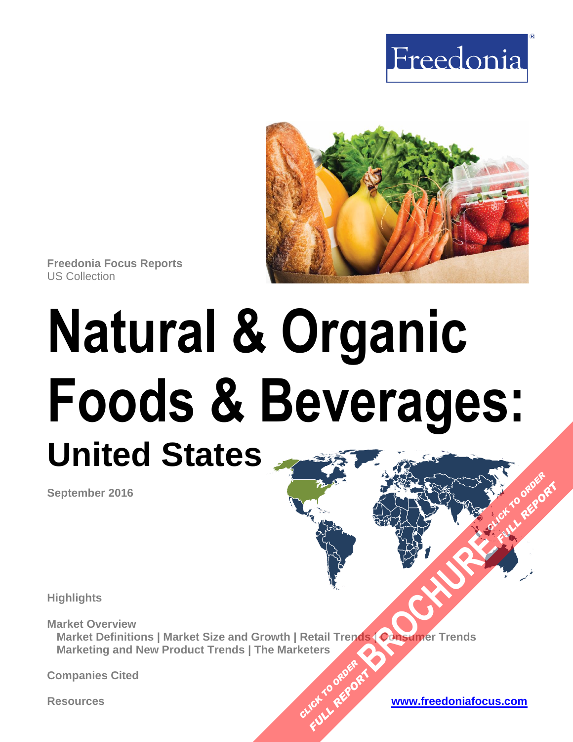Freedonia

Freedonia Focus Reports
US Collection

# Natural & Organic Foods & Beverages:

## United States

September 2016

Highlights

Market Overview
Market Definitions | Market Size and Growth | Retail Trends | Consumer Trends
Marketing and New Product Trends | The Marketers

Companies Cited

Resources

www.freedoniafocus.com

CLICK TO ORDER FULL REPORT BROCHURE CLICK TO ORDER FULL REPORT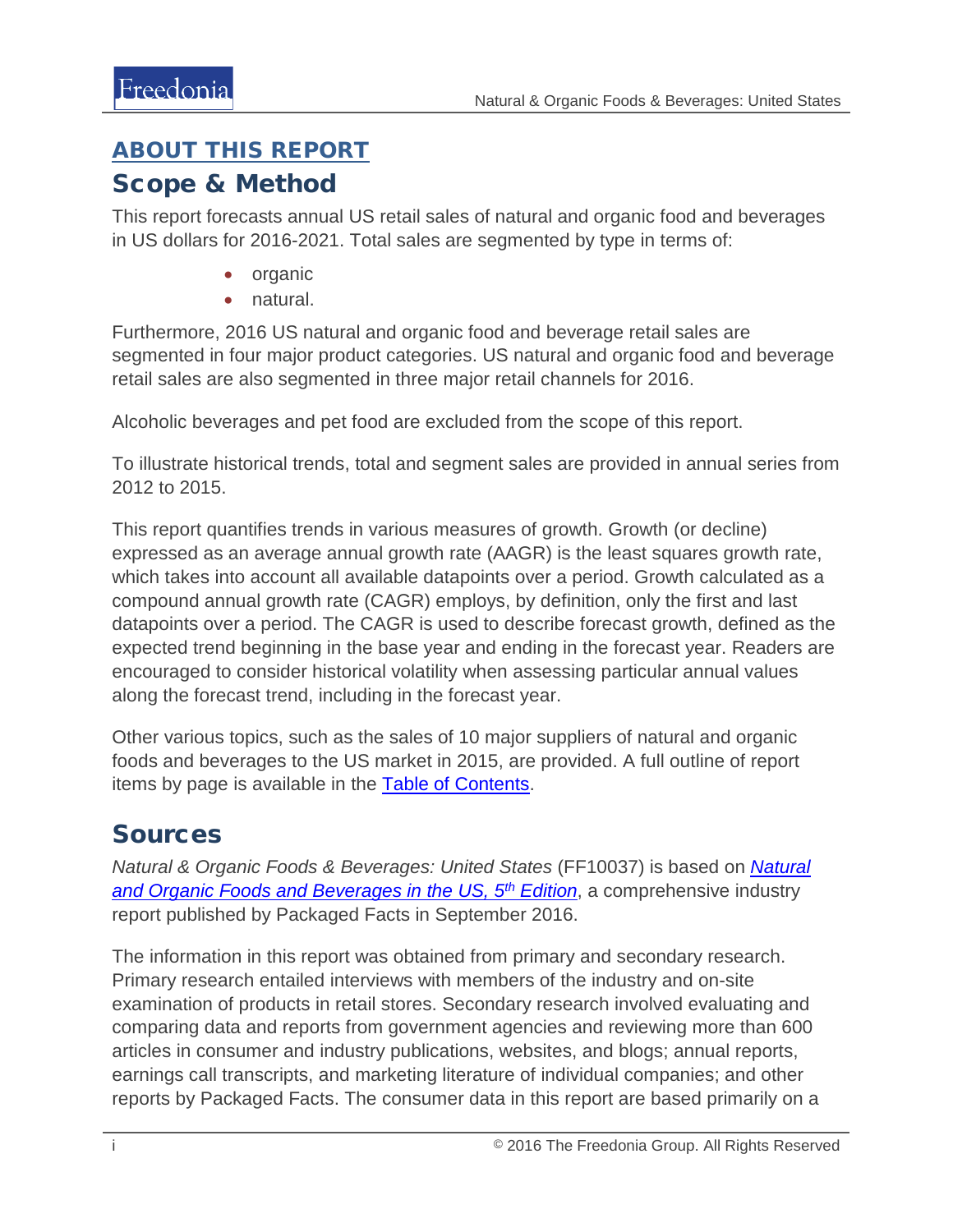## ABOUT THIS REPORT

## Scope & Method

This report forecasts annual US retail sales of natural and organic food and beverages in US dollars for 2016-2021. Total sales are segmented by type in terms of:

- organic
- natural.

Furthermore, 2016 US natural and organic food and beverage retail sales are segmented in four major product categories. US natural and organic food and beverage retail sales are also segmented in three major retail channels for 2016.

Alcoholic beverages and pet food are excluded from the scope of this report.

To illustrate historical trends, total and segment sales are provided in annual series from 2012 to 2015.

This report quantifies trends in various measures of growth. Growth (or decline) expressed as an average annual growth rate (AAGR) is the least squares growth rate, which takes into account all available datapoints over a period. Growth calculated as a compound annual growth rate (CAGR) employs, by definition, only the first and last datapoints over a period. The CAGR is used to describe forecast growth, defined as the expected trend beginning in the base year and ending in the forecast year. Readers are encouraged to consider historical volatility when assessing particular annual values along the forecast trend, including in the forecast year.

Other various topics, such as the sales of 10 major suppliers of natural and organic foods and beverages to the US market in 2015, are provided. A full outline of report items by page is available in the Table of Contents.

## Sources

*Natural & Organic Foods & Beverages: United States* (FF10037) is based on *Natural and Organic Foods and Beverages in the US, 5th Edition*, a comprehensive industry report published by Packaged Facts in September 2016.

The information in this report was obtained from primary and secondary research. Primary research entailed interviews with members of the industry and on-site examination of products in retail stores. Secondary research involved evaluating and comparing data and reports from government agencies and reviewing more than 600 articles in consumer and industry publications, websites, and blogs; annual reports, earnings call transcripts, and marketing literature of individual companies; and other reports by Packaged Facts. The consumer data in this report are based primarily on a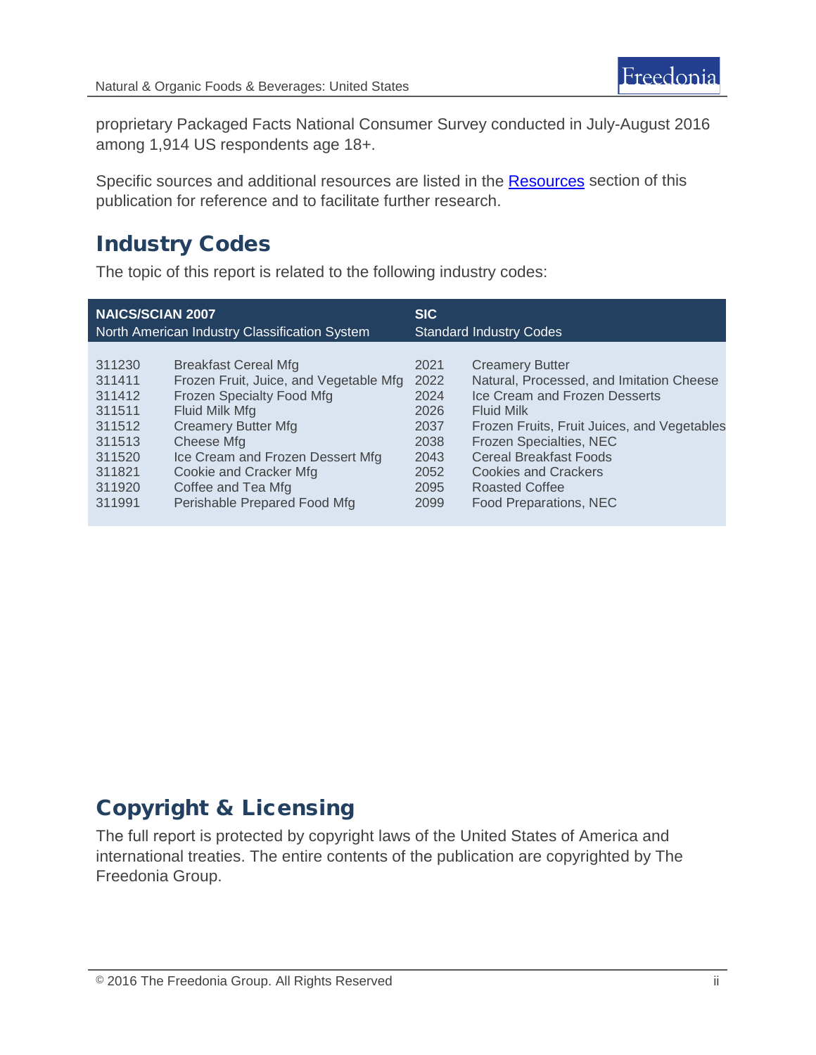proprietary Packaged Facts National Consumer Survey conducted in July-August 2016 among 1,914 US respondents age 18+.

Specific sources and additional resources are listed in the Resources section of this publication for reference and to facilitate further research.

## Industry Codes

The topic of this report is related to the following industry codes:

| NAICS/SCIAN 2007 North American Industry Classification System | | SIC Standard Industry Codes | |
|---|---|---|---|
| 311230 | Breakfast Cereal Mfg | 2021 | Creamery Butter |
| 311411 | Frozen Fruit, Juice, and Vegetable Mfg | 2022 | Natural, Processed, and Imitation Cheese |
| 311412 | Frozen Specialty Food Mfg | 2024 | Ice Cream and Frozen Desserts |
| 311511 | Fluid Milk Mfg | 2026 | Fluid Milk |
| 311512 | Creamery Butter Mfg | 2037 | Frozen Fruits, Fruit Juices, and Vegetables |
| 311513 | Cheese Mfg | 2038 | Frozen Specialties, NEC |
| 311520 | Ice Cream and Frozen Dessert Mfg | 2043 | Cereal Breakfast Foods |
| 311821 | Cookie and Cracker Mfg | 2052 | Cookies and Crackers |
| 311920 | Coffee and Tea Mfg | 2095 | Roasted Coffee |
| 311991 | Perishable Prepared Food Mfg | 2099 | Food Preparations, NEC |

## Copyright & Licensing

The full report is protected by copyright laws of the United States of America and international treaties. The entire contents of the publication are copyrighted by The Freedonia Group.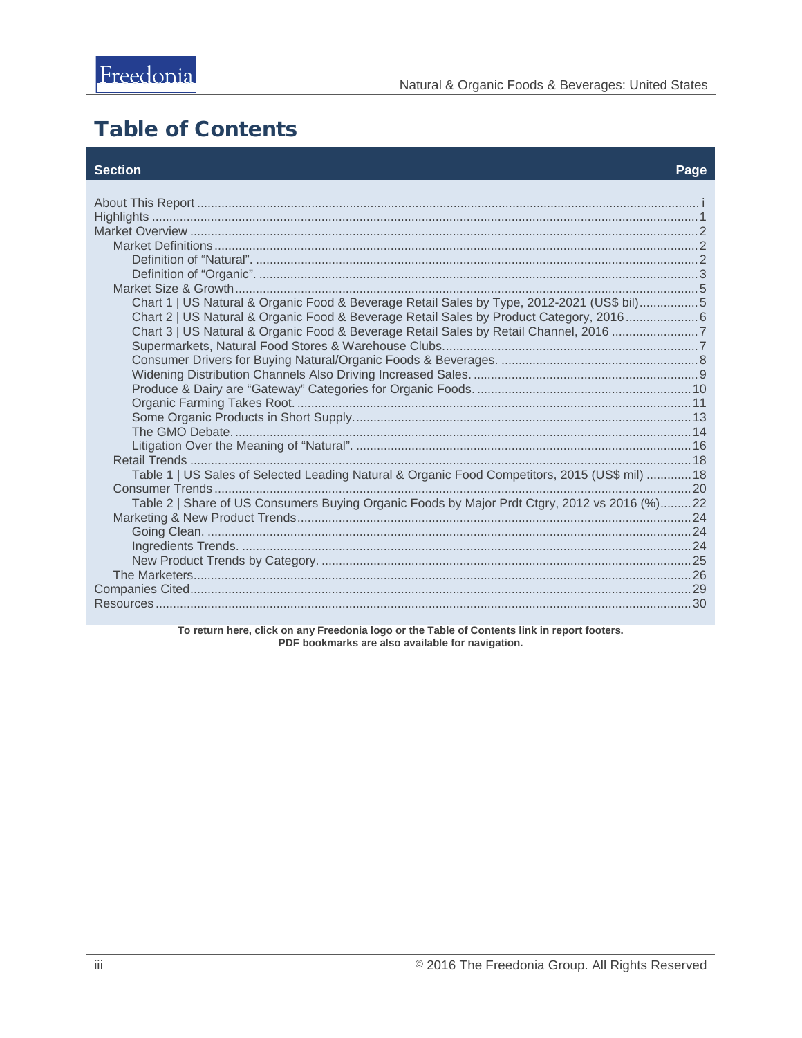# Table of Contents

| Section | Page |
|---|---|
| About This Report | i |
| Highlights | 1 |
| Market Overview | 2 |
| Market Definitions | 2 |
| Definition of "Natural". | 2 |
| Definition of "Organic". | 3 |
| Market Size & Growth | 5 |
| Chart 1 \| US Natural & Organic Food & Beverage Retail Sales by Type, 2012-2021 (US$ bil) | 5 |
| Chart 2 \| US Natural & Organic Food & Beverage Retail Sales by Product Category, 2016 | 6 |
| Chart 3 \| US Natural & Organic Food & Beverage Retail Sales by Retail Channel, 2016 | 7 |
| Supermarkets, Natural Food Stores & Warehouse Clubs. | 7 |
| Consumer Drivers for Buying Natural/Organic Foods & Beverages. | 8 |
| Widening Distribution Channels Also Driving Increased Sales. | 9 |
| Produce & Dairy are "Gateway" Categories for Organic Foods. | 10 |
| Organic Farming Takes Root. | 11 |
| Some Organic Products in Short Supply. | 13 |
| The GMO Debate. | 14 |
| Litigation Over the Meaning of "Natural". | 16 |
| Retail Trends | 18 |
| Table 1 \| US Sales of Selected Leading Natural & Organic Food Competitors, 2015 (US$ mil) | 18 |
| Consumer Trends | 20 |
| Table 2 \| Share of US Consumers Buying Organic Foods by Major Prdt Ctgry, 2012 vs 2016 (%) | 22 |
| Marketing & New Product Trends | 24 |
| Going Clean. | 24 |
| Ingredients Trends. | 24 |
| New Product Trends by Category. | 25 |
| The Marketers | 26 |
| Companies Cited | 29 |
| Resources | 30 |

**To return here, click on any Freedonia logo or the Table of Contents link in report footers.**
**PDF bookmarks are also available for navigation.**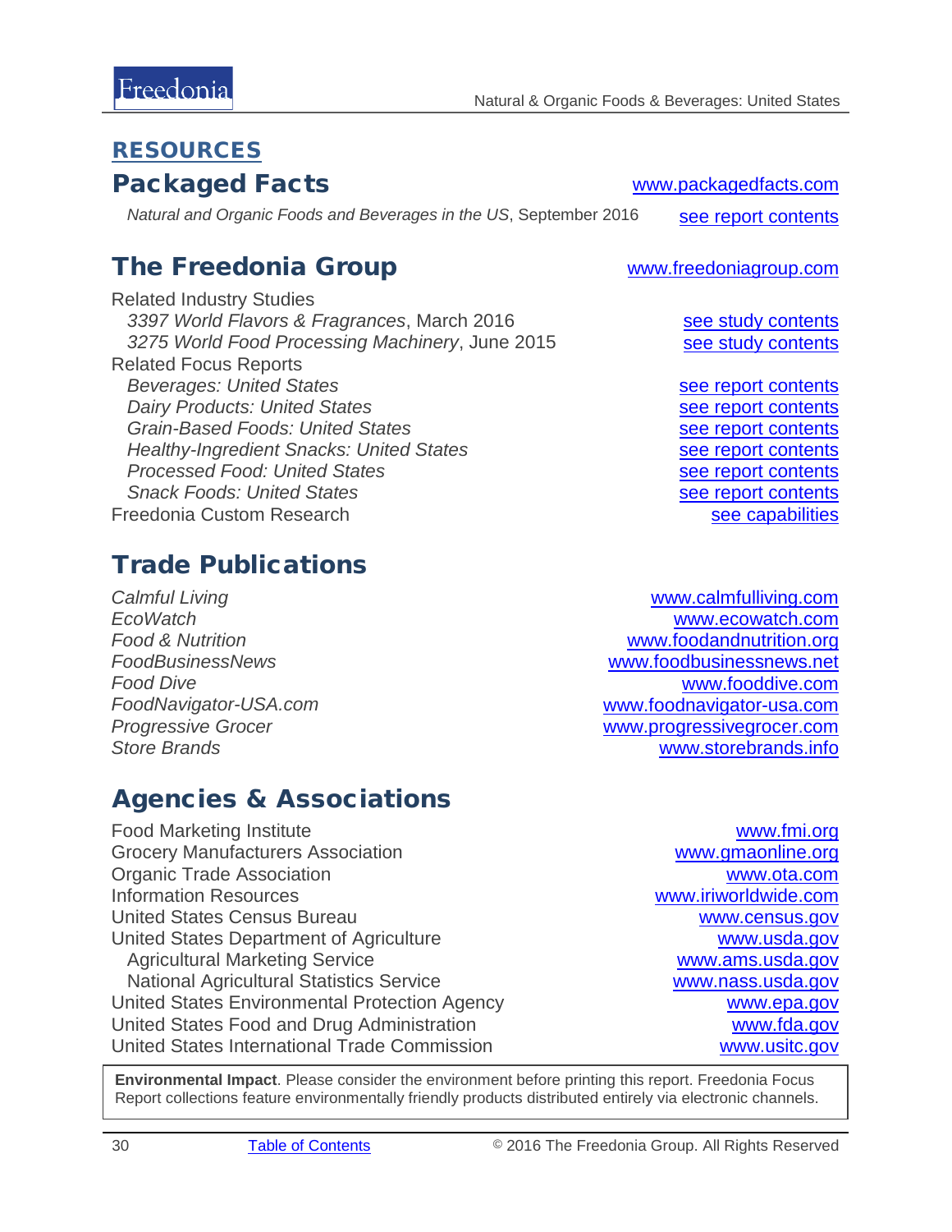# RESOURCES

## Packaged Facts

www.packagedfacts.com

*Natural and Organic Foods and Beverages in the US*, September 2016 — see report contents

## The Freedonia Group

www.freedoniagroup.com

Related Industry Studies
- *3397 World Flavors & Fragrances*, March 2016 — see study contents
- *3275 World Food Processing Machinery*, June 2015 — see study contents

Related Focus Reports
- *Beverages: United States* — see report contents
- *Dairy Products: United States* — see report contents
- *Grain-Based Foods: United States* — see report contents
- *Healthy-Ingredient Snacks: United States* — see report contents
- *Processed Food: United States* — see report contents
- *Snack Foods: United States* — see report contents

Freedonia Custom Research — see capabilities

## Trade Publications

| | |
|---|---|
| *Calmful Living* | www.calmfulliving.com |
| *EcoWatch* | www.ecowatch.com |
| *Food & Nutrition* | www.foodandnutrition.org |
| *FoodBusinessNews* | www.foodbusinessnews.net |
| *Food Dive* | www.fooddive.com |
| *FoodNavigator-USA.com* | www.foodnavigator-usa.com |
| *Progressive Grocer* | www.progressivegrocer.com |
| *Store Brands* | www.storebrands.info |

## Agencies & Associations

| | |
|---|---|
| Food Marketing Institute | www.fmi.org |
| Grocery Manufacturers Association | www.gmaonline.org |
| Organic Trade Association | www.ota.com |
| Information Resources | www.iriworldwide.com |
| United States Census Bureau | www.census.gov |
| United States Department of Agriculture | www.usda.gov |
| Agricultural Marketing Service | www.ams.usda.gov |
| National Agricultural Statistics Service | www.nass.usda.gov |
| United States Environmental Protection Agency | www.epa.gov |
| United States Food and Drug Administration | www.fda.gov |
| United States International Trade Commission | www.usitc.gov |

**Environmental Impact**. Please consider the environment before printing this report. Freedonia Focus Report collections feature environmentally friendly products distributed entirely via electronic channels.